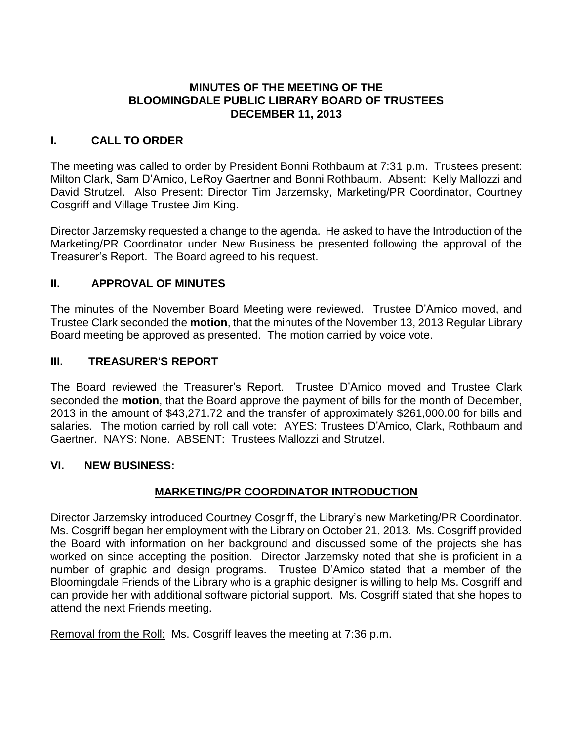# MINUTES OF THE MEETING OF THE BLOOMINGDALE PUBLIC LIBRARY BOARD OF TRUSTEES DECEMBER 11, 2013

## I. CALL TO ORDER

The meeting was called to order by President Bonni Rothbaum at 7:31 p.m. Trustees present: Milton Clark, Sam D'Amico, LeRoy Gaertner and Bonni Rothbaum. Absent: Kelly Mallozzi and David Strutzel. Also Present: Director Tim Jarzemsky, Marketing/PR Coordinator, Courtney Cosgriff and Village Trustee Jim King.

Director Jarzemsky requested a change to the agenda. He asked to have the Introduction of the Marketing/PR Coordinator under New Business be presented following the approval of the Treasurer's Report. The Board agreed to his request.

## II. APPROVAL OF MINUTES

The minutes of the November Board Meeting were reviewed. Trustee D'Amico moved, and Trustee Clark seconded the **motion**, that the minutes of the November 13, 2013 Regular Library Board meeting be approved as presented. The motion carried by voice vote.

## III. TREASURER'S REPORT

The Board reviewed the Treasurer's Report. Trustee D'Amico moved and Trustee Clark seconded the **motion**, that the Board approve the payment of bills for the month of December, 2013 in the amount of $43,271.72 and the transfer of approximately $261,000.00 for bills and salaries. The motion carried by roll call vote: AYES: Trustees D'Amico, Clark, Rothbaum and Gaertner. NAYS: None. ABSENT: Trustees Mallozzi and Strutzel.

## VI. NEW BUSINESS:

### MARKETING/PR COORDINATOR INTRODUCTION

Director Jarzemsky introduced Courtney Cosgriff, the Library's new Marketing/PR Coordinator. Ms. Cosgriff began her employment with the Library on October 21, 2013. Ms. Cosgriff provided the Board with information on her background and discussed some of the projects she has worked on since accepting the position. Director Jarzemsky noted that she is proficient in a number of graphic and design programs. Trustee D'Amico stated that a member of the Bloomingdale Friends of the Library who is a graphic designer is willing to help Ms. Cosgriff and can provide her with additional software pictorial support. Ms. Cosgriff stated that she hopes to attend the next Friends meeting.

Removal from the Roll: Ms. Cosgriff leaves the meeting at 7:36 p.m.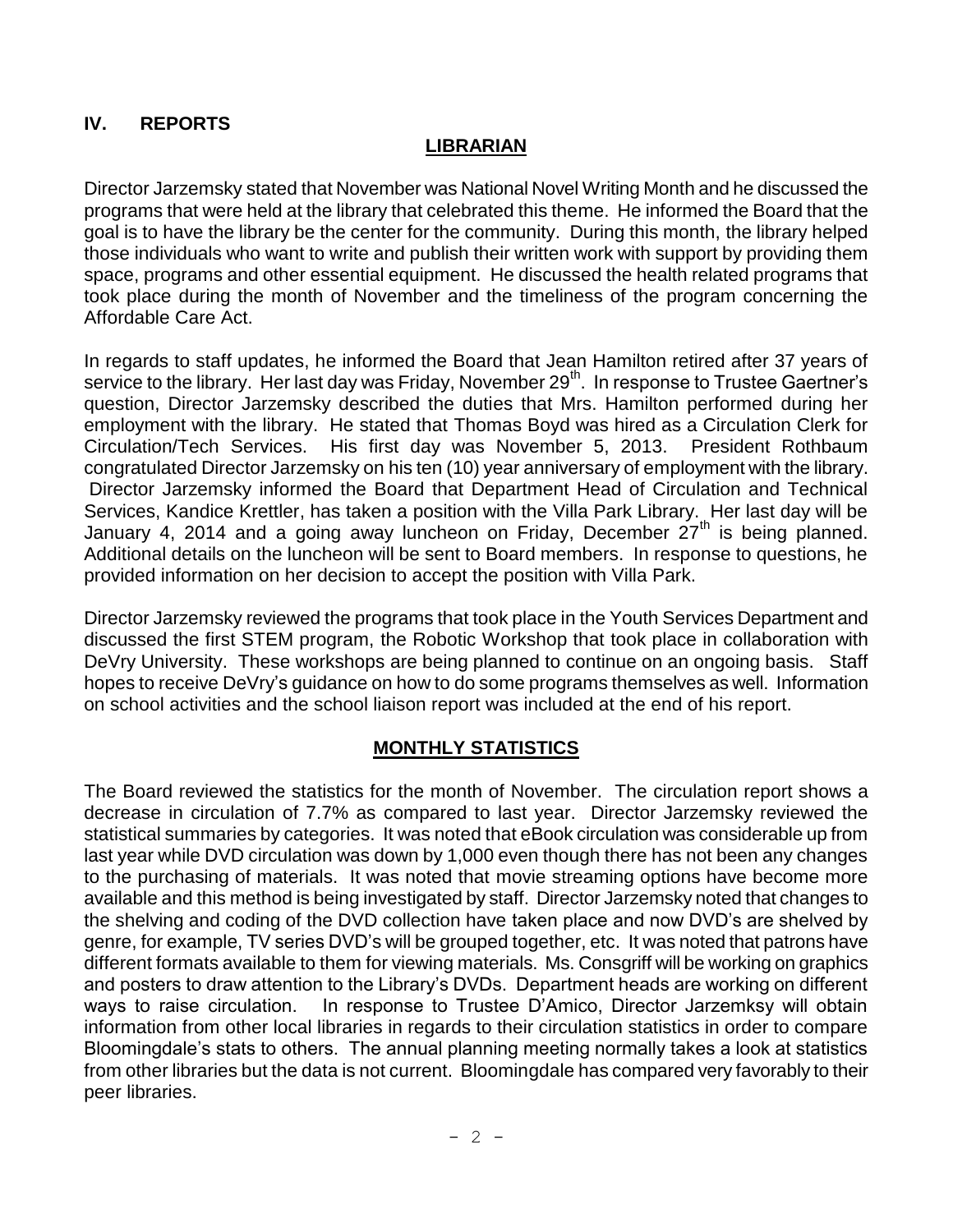## IV. REPORTS

### LIBRARIAN

Director Jarzemsky stated that November was National Novel Writing Month and he discussed the programs that were held at the library that celebrated this theme. He informed the Board that the goal is to have the library be the center for the community. During this month, the library helped those individuals who want to write and publish their written work with support by providing them space, programs and other essential equipment. He discussed the health related programs that took place during the month of November and the timeliness of the program concerning the Affordable Care Act.

In regards to staff updates, he informed the Board that Jean Hamilton retired after 37 years of service to the library. Her last day was Friday, November 29th. In response to Trustee Gaertner's question, Director Jarzemsky described the duties that Mrs. Hamilton performed during her employment with the library. He stated that Thomas Boyd was hired as a Circulation Clerk for Circulation/Tech Services. His first day was November 5, 2013. President Rothbaum congratulated Director Jarzemsky on his ten (10) year anniversary of employment with the library. Director Jarzemsky informed the Board that Department Head of Circulation and Technical Services, Kandice Krettler, has taken a position with the Villa Park Library. Her last day will be January 4, 2014 and a going away luncheon on Friday, December 27th is being planned. Additional details on the luncheon will be sent to Board members. In response to questions, he provided information on her decision to accept the position with Villa Park.

Director Jarzemsky reviewed the programs that took place in the Youth Services Department and discussed the first STEM program, the Robotic Workshop that took place in collaboration with DeVry University. These workshops are being planned to continue on an ongoing basis. Staff hopes to receive DeVry's guidance on how to do some programs themselves as well. Information on school activities and the school liaison report was included at the end of his report.

### MONTHLY STATISTICS

The Board reviewed the statistics for the month of November. The circulation report shows a decrease in circulation of 7.7% as compared to last year. Director Jarzemsky reviewed the statistical summaries by categories. It was noted that eBook circulation was considerable up from last year while DVD circulation was down by 1,000 even though there has not been any changes to the purchasing of materials. It was noted that movie streaming options have become more available and this method is being investigated by staff. Director Jarzemsky noted that changes to the shelving and coding of the DVD collection have taken place and now DVD's are shelved by genre, for example, TV series DVD's will be grouped together, etc. It was noted that patrons have different formats available to them for viewing materials. Ms. Consgriff will be working on graphics and posters to draw attention to the Library's DVDs. Department heads are working on different ways to raise circulation. In response to Trustee D'Amico, Director Jarzemksy will obtain information from other local libraries in regards to their circulation statistics in order to compare Bloomingdale's stats to others. The annual planning meeting normally takes a look at statistics from other libraries but the data is not current. Bloomingdale has compared very favorably to their peer libraries.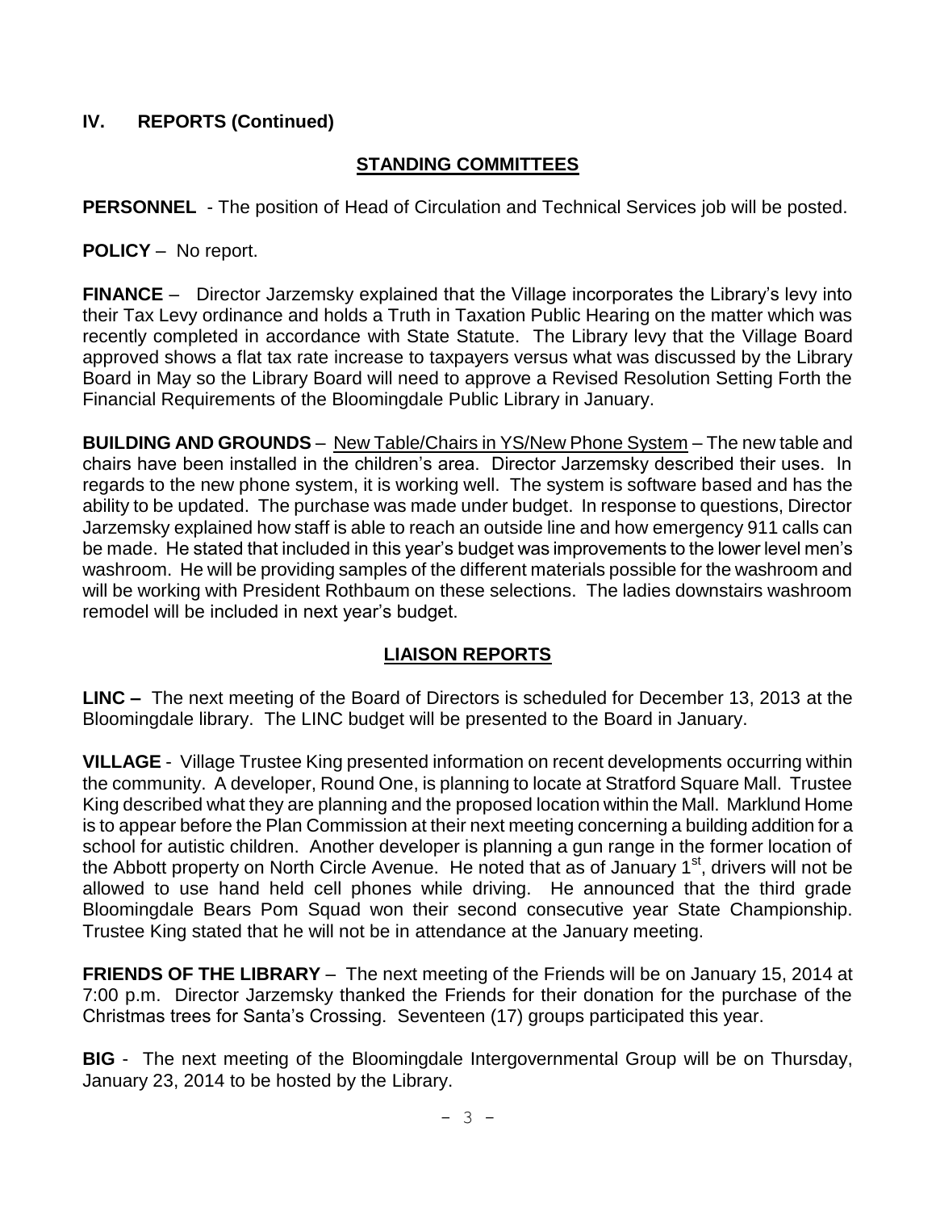## IV. REPORTS (Continued)

### STANDING COMMITTEES

**PERSONNEL** - The position of Head of Circulation and Technical Services job will be posted.

**POLICY** – No report.

**FINANCE** – Director Jarzemsky explained that the Village incorporates the Library's levy into their Tax Levy ordinance and holds a Truth in Taxation Public Hearing on the matter which was recently completed in accordance with State Statute. The Library levy that the Village Board approved shows a flat tax rate increase to taxpayers versus what was discussed by the Library Board in May so the Library Board will need to approve a Revised Resolution Setting Forth the Financial Requirements of the Bloomingdale Public Library in January.

**BUILDING AND GROUNDS** – New Table/Chairs in YS/New Phone System – The new table and chairs have been installed in the children's area. Director Jarzemsky described their uses. In regards to the new phone system, it is working well. The system is software based and has the ability to be updated. The purchase was made under budget. In response to questions, Director Jarzemsky explained how staff is able to reach an outside line and how emergency 911 calls can be made. He stated that included in this year's budget was improvements to the lower level men's washroom. He will be providing samples of the different materials possible for the washroom and will be working with President Rothbaum on these selections. The ladies downstairs washroom remodel will be included in next year's budget.

### LIAISON REPORTS

**LINC –** The next meeting of the Board of Directors is scheduled for December 13, 2013 at the Bloomingdale library. The LINC budget will be presented to the Board in January.

**VILLAGE** - Village Trustee King presented information on recent developments occurring within the community. A developer, Round One, is planning to locate at Stratford Square Mall. Trustee King described what they are planning and the proposed location within the Mall. Marklund Home is to appear before the Plan Commission at their next meeting concerning a building addition for a school for autistic children. Another developer is planning a gun range in the former location of the Abbott property on North Circle Avenue. He noted that as of January 1st, drivers will not be allowed to use hand held cell phones while driving. He announced that the third grade Bloomingdale Bears Pom Squad won their second consecutive year State Championship. Trustee King stated that he will not be in attendance at the January meeting.

**FRIENDS OF THE LIBRARY** – The next meeting of the Friends will be on January 15, 2014 at 7:00 p.m. Director Jarzemsky thanked the Friends for their donation for the purchase of the Christmas trees for Santa's Crossing. Seventeen (17) groups participated this year.

**BIG** - The next meeting of the Bloomingdale Intergovernmental Group will be on Thursday, January 23, 2014 to be hosted by the Library.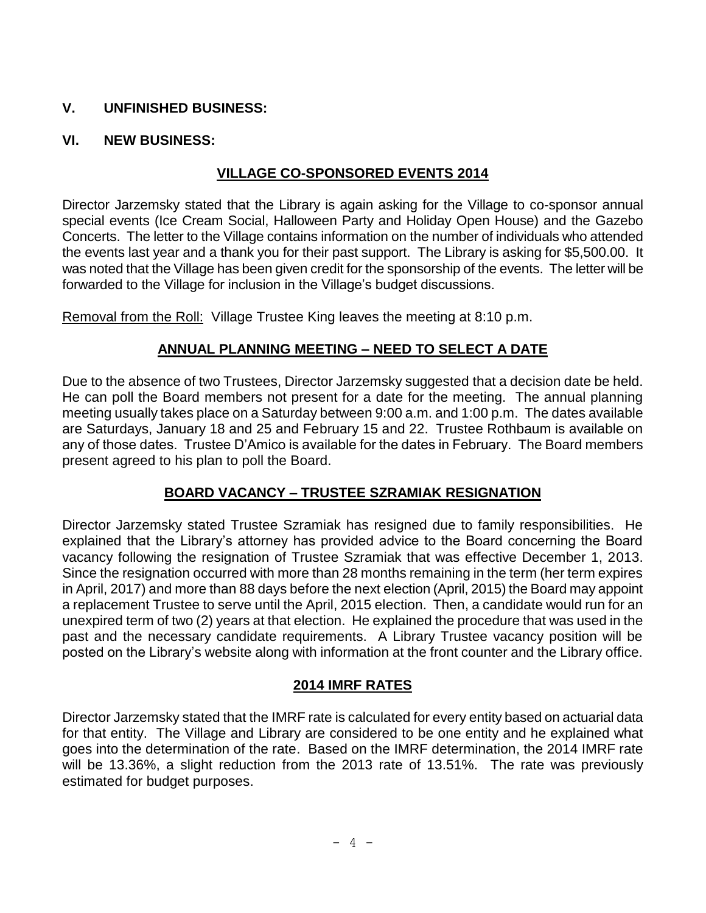## V. UNFINISHED BUSINESS:

## VI. NEW BUSINESS:

### VILLAGE CO-SPONSORED EVENTS 2014

Director Jarzemsky stated that the Library is again asking for the Village to co-sponsor annual special events (Ice Cream Social, Halloween Party and Holiday Open House) and the Gazebo Concerts. The letter to the Village contains information on the number of individuals who attended the events last year and a thank you for their past support. The Library is asking for $5,500.00. It was noted that the Village has been given credit for the sponsorship of the events. The letter will be forwarded to the Village for inclusion in the Village's budget discussions.

Removal from the Roll: Village Trustee King leaves the meeting at 8:10 p.m.

### ANNUAL PLANNING MEETING – NEED TO SELECT A DATE

Due to the absence of two Trustees, Director Jarzemsky suggested that a decision date be held. He can poll the Board members not present for a date for the meeting. The annual planning meeting usually takes place on a Saturday between 9:00 a.m. and 1:00 p.m. The dates available are Saturdays, January 18 and 25 and February 15 and 22. Trustee Rothbaum is available on any of those dates. Trustee D'Amico is available for the dates in February. The Board members present agreed to his plan to poll the Board.

### BOARD VACANCY – TRUSTEE SZRAMIAK RESIGNATION

Director Jarzemsky stated Trustee Szramiak has resigned due to family responsibilities. He explained that the Library's attorney has provided advice to the Board concerning the Board vacancy following the resignation of Trustee Szramiak that was effective December 1, 2013. Since the resignation occurred with more than 28 months remaining in the term (her term expires in April, 2017) and more than 88 days before the next election (April, 2015) the Board may appoint a replacement Trustee to serve until the April, 2015 election. Then, a candidate would run for an unexpired term of two (2) years at that election. He explained the procedure that was used in the past and the necessary candidate requirements. A Library Trustee vacancy position will be posted on the Library's website along with information at the front counter and the Library office.

### 2014 IMRF RATES

Director Jarzemsky stated that the IMRF rate is calculated for every entity based on actuarial data for that entity. The Village and Library are considered to be one entity and he explained what goes into the determination of the rate. Based on the IMRF determination, the 2014 IMRF rate will be 13.36%, a slight reduction from the 2013 rate of 13.51%. The rate was previously estimated for budget purposes.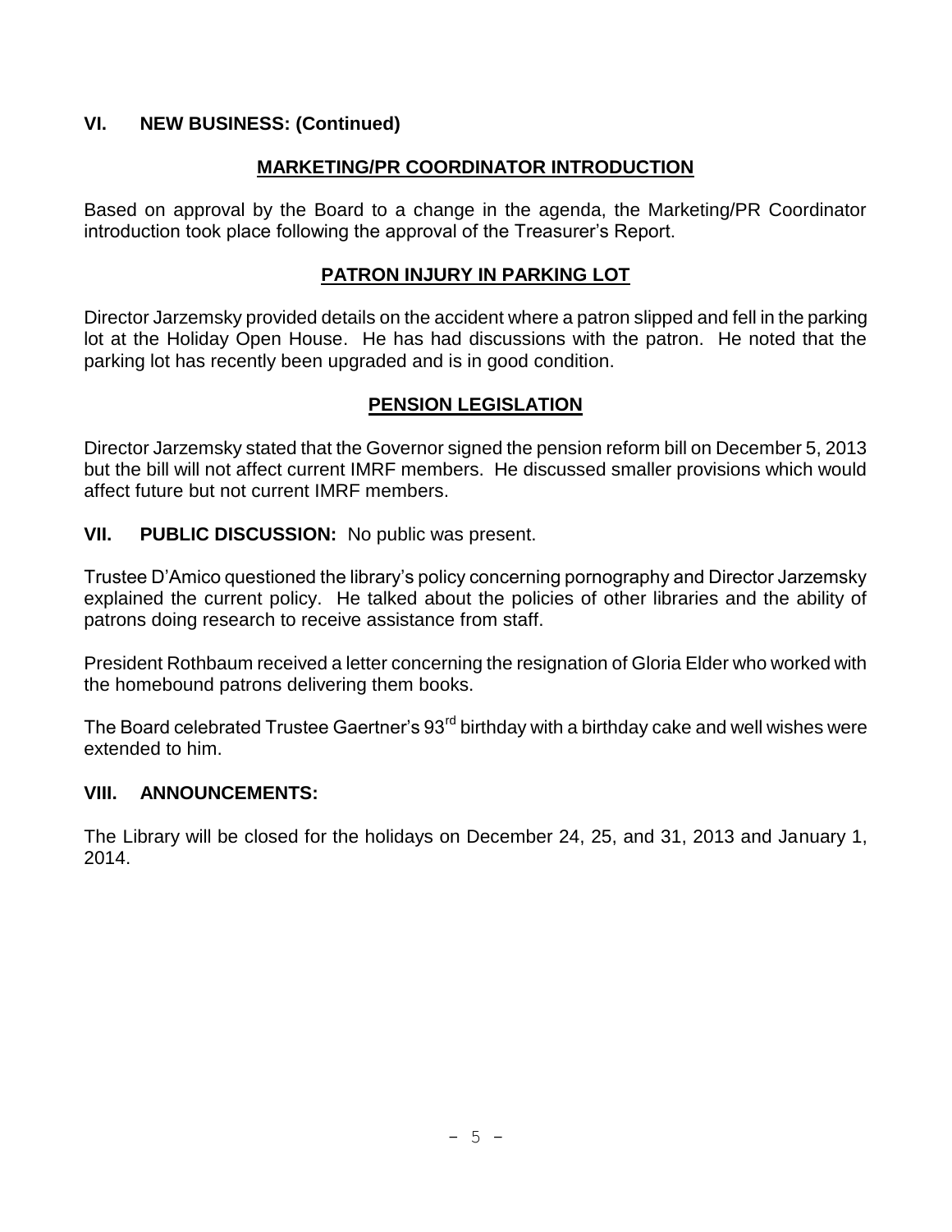## VI. NEW BUSINESS: (Continued)

### MARKETING/PR COORDINATOR INTRODUCTION

Based on approval by the Board to a change in the agenda, the Marketing/PR Coordinator introduction took place following the approval of the Treasurer's Report.

### PATRON INJURY IN PARKING LOT

Director Jarzemsky provided details on the accident where a patron slipped and fell in the parking lot at the Holiday Open House. He has had discussions with the patron. He noted that the parking lot has recently been upgraded and is in good condition.

### PENSION LEGISLATION

Director Jarzemsky stated that the Governor signed the pension reform bill on December 5, 2013 but the bill will not affect current IMRF members. He discussed smaller provisions which would affect future but not current IMRF members.

## VII. PUBLIC DISCUSSION: No public was present.

Trustee D'Amico questioned the library's policy concerning pornography and Director Jarzemsky explained the current policy. He talked about the policies of other libraries and the ability of patrons doing research to receive assistance from staff.

President Rothbaum received a letter concerning the resignation of Gloria Elder who worked with the homebound patrons delivering them books.

The Board celebrated Trustee Gaertner's 93rd birthday with a birthday cake and well wishes were extended to him.

## VIII. ANNOUNCEMENTS:

The Library will be closed for the holidays on December 24, 25, and 31, 2013 and January 1, 2014.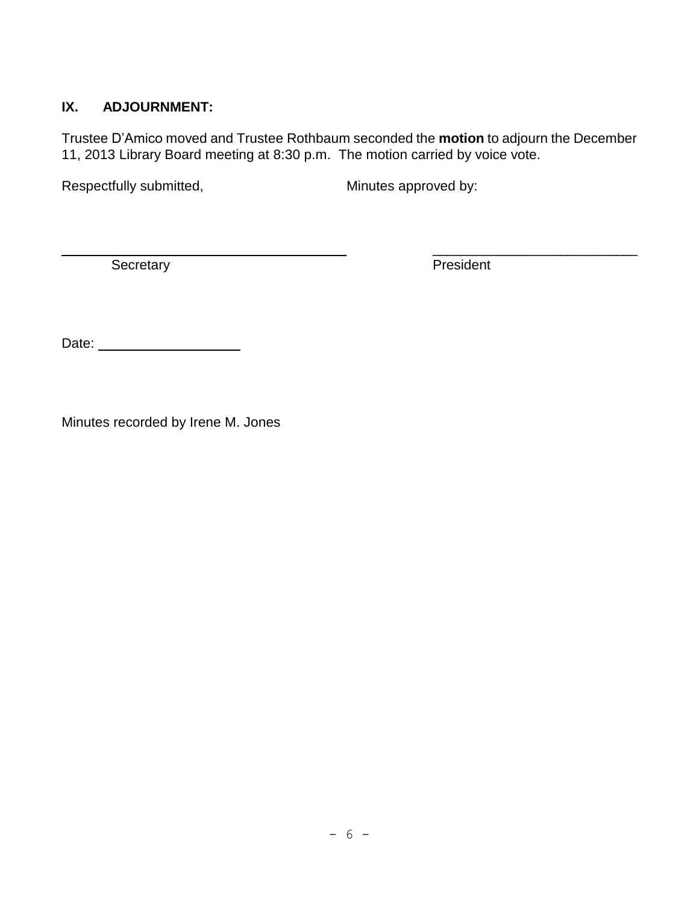## IX. ADJOURNMENT:

Trustee D'Amico moved and Trustee Rothbaum seconded the **motion** to adjourn the December 11, 2013 Library Board meeting at 8:30 p.m. The motion carried by voice vote.

Respectfully submitted, Minutes approved by:

\_\_\_\_\_\_\_\_\_\_\_\_\_\_\_\_\_\_\_\_\_\_\_\_\_\_\_\_\_\_ \_\_\_\_\_\_\_\_\_\_\_\_\_\_\_\_\_\_\_\_\_\_\_\_\_\_\_\_\_\_

Secretary President

Date: \_\_\_\_\_\_\_\_\_\_\_\_\_\_\_\_\_\_\_\_

Minutes recorded by Irene M. Jones